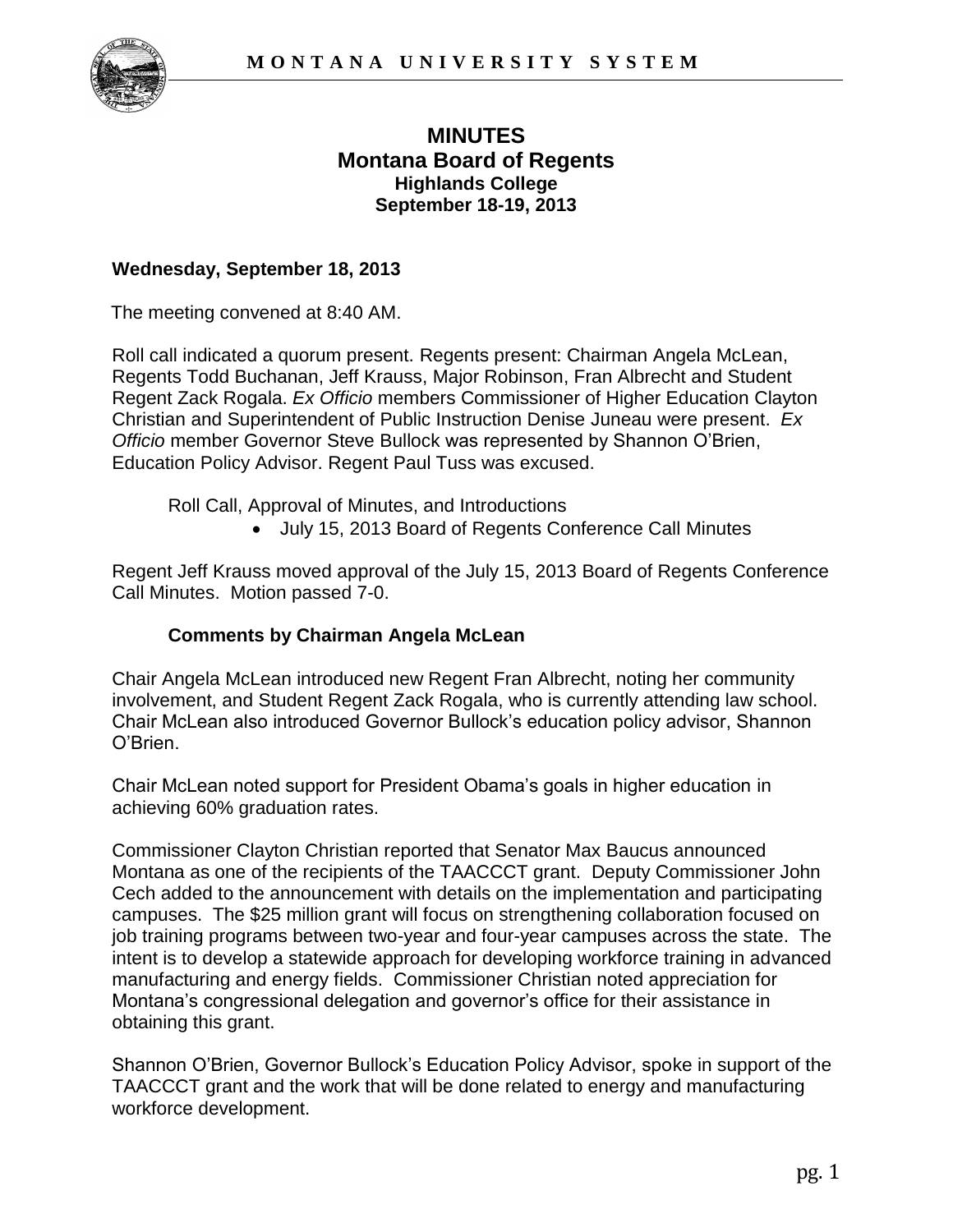# MINUTES

## Montana Board of Regents

### Highlands College

### September 18-19, 2013

**Wednesday, September 18, 2013**

The meeting convened at 8:40 AM.

Roll call indicated a quorum present. Regents present: Chairman Angela McLean, Regents Todd Buchanan, Jeff Krauss, Major Robinson, Fran Albrecht and Student Regent Zack Rogala. *Ex Officio* members Commissioner of Higher Education Clayton Christian and Superintendent of Public Instruction Denise Juneau were present. *Ex Officio* member Governor Steve Bullock was represented by Shannon O'Brien, Education Policy Advisor. Regent Paul Tuss was excused.

Roll Call, Approval of Minutes, and Introductions

- July 15, 2013 Board of Regents Conference Call Minutes

Regent Jeff Krauss moved approval of the July 15, 2013 Board of Regents Conference Call Minutes. Motion passed 7-0.

**Comments by Chairman Angela McLean**

Chair Angela McLean introduced new Regent Fran Albrecht, noting her community involvement, and Student Regent Zack Rogala, who is currently attending law school. Chair McLean also introduced Governor Bullock's education policy advisor, Shannon O'Brien.

Chair McLean noted support for President Obama's goals in higher education in achieving 60% graduation rates.

Commissioner Clayton Christian reported that Senator Max Baucus announced Montana as one of the recipients of the TAACCCT grant. Deputy Commissioner John Cech added to the announcement with details on the implementation and participating campuses. The $25 million grant will focus on strengthening collaboration focused on job training programs between two-year and four-year campuses across the state. The intent is to develop a statewide approach for developing workforce training in advanced manufacturing and energy fields. Commissioner Christian noted appreciation for Montana's congressional delegation and governor's office for their assistance in obtaining this grant.

Shannon O'Brien, Governor Bullock's Education Policy Advisor, spoke in support of the TAACCCT grant and the work that will be done related to energy and manufacturing workforce development.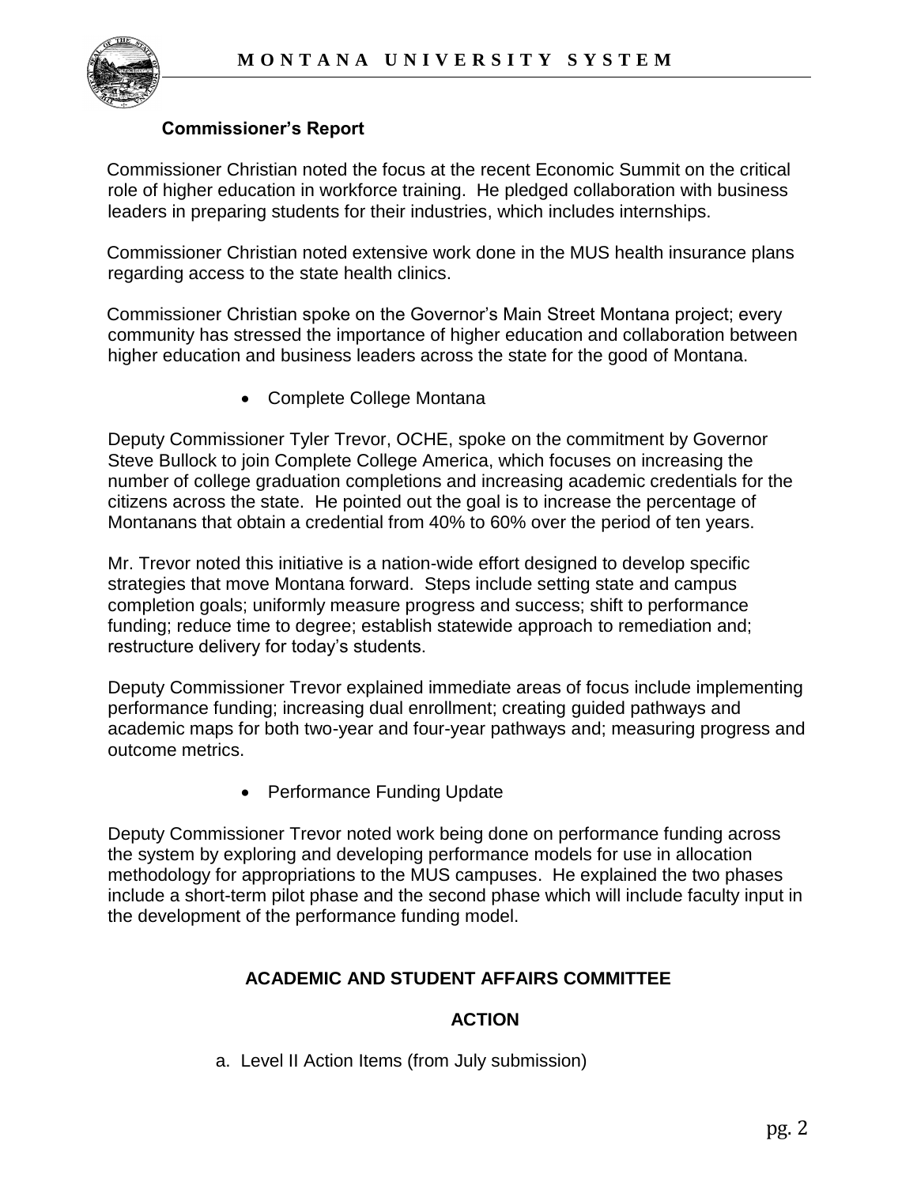### Commissioner's Report

Commissioner Christian noted the focus at the recent Economic Summit on the critical role of higher education in workforce training. He pledged collaboration with business leaders in preparing students for their industries, which includes internships.

Commissioner Christian noted extensive work done in the MUS health insurance plans regarding access to the state health clinics.

Commissioner Christian spoke on the Governor's Main Street Montana project; every community has stressed the importance of higher education and collaboration between higher education and business leaders across the state for the good of Montana.

- Complete College Montana

Deputy Commissioner Tyler Trevor, OCHE, spoke on the commitment by Governor Steve Bullock to join Complete College America, which focuses on increasing the number of college graduation completions and increasing academic credentials for the citizens across the state. He pointed out the goal is to increase the percentage of Montanans that obtain a credential from 40% to 60% over the period of ten years.

Mr. Trevor noted this initiative is a nation-wide effort designed to develop specific strategies that move Montana forward. Steps include setting state and campus completion goals; uniformly measure progress and success; shift to performance funding; reduce time to degree; establish statewide approach to remediation and; restructure delivery for today's students.

Deputy Commissioner Trevor explained immediate areas of focus include implementing performance funding; increasing dual enrollment; creating guided pathways and academic maps for both two-year and four-year pathways and; measuring progress and outcome metrics.

- Performance Funding Update

Deputy Commissioner Trevor noted work being done on performance funding across the system by exploring and developing performance models for use in allocation methodology for appropriations to the MUS campuses. He explained the two phases include a short-term pilot phase and the second phase which will include faculty input in the development of the performance funding model.

## ACADEMIC AND STUDENT AFFAIRS COMMITTEE

### ACTION

a. Level II Action Items (from July submission)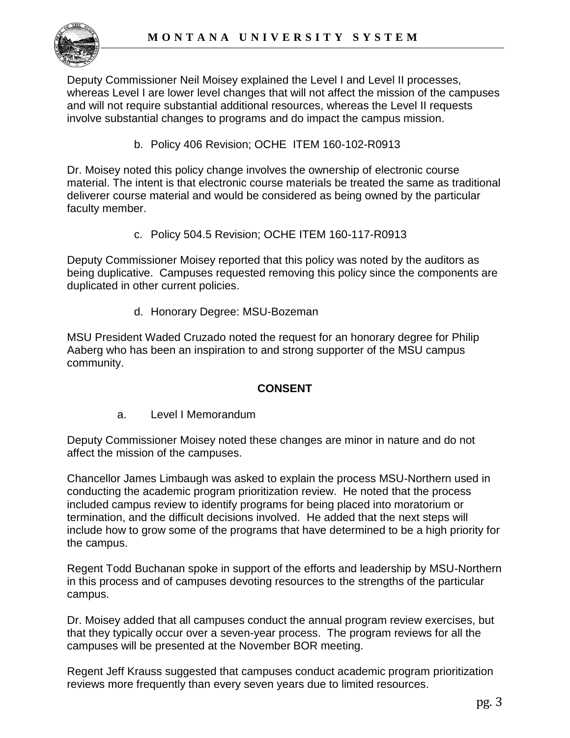Deputy Commissioner Neil Moisey explained the Level I and Level II processes, whereas Level I are lower level changes that will not affect the mission of the campuses and will not require substantial additional resources, whereas the Level II requests involve substantial changes to programs and do impact the campus mission.

b. Policy 406 Revision; OCHE ITEM 160-102-R0913

Dr. Moisey noted this policy change involves the ownership of electronic course material. The intent is that electronic course materials be treated the same as traditional deliverer course material and would be considered as being owned by the particular faculty member.

c. Policy 504.5 Revision; OCHE ITEM 160-117-R0913

Deputy Commissioner Moisey reported that this policy was noted by the auditors as being duplicative. Campuses requested removing this policy since the components are duplicated in other current policies.

d. Honorary Degree: MSU-Bozeman

MSU President Waded Cruzado noted the request for an honorary degree for Philip Aaberg who has been an inspiration to and strong supporter of the MSU campus community.

**CONSENT**

a. Level I Memorandum

Deputy Commissioner Moisey noted these changes are minor in nature and do not affect the mission of the campuses.

Chancellor James Limbaugh was asked to explain the process MSU-Northern used in conducting the academic program prioritization review. He noted that the process included campus review to identify programs for being placed into moratorium or termination, and the difficult decisions involved. He added that the next steps will include how to grow some of the programs that have determined to be a high priority for the campus.

Regent Todd Buchanan spoke in support of the efforts and leadership by MSU-Northern in this process and of campuses devoting resources to the strengths of the particular campus.

Dr. Moisey added that all campuses conduct the annual program review exercises, but that they typically occur over a seven-year process. The program reviews for all the campuses will be presented at the November BOR meeting.

Regent Jeff Krauss suggested that campuses conduct academic program prioritization reviews more frequently than every seven years due to limited resources.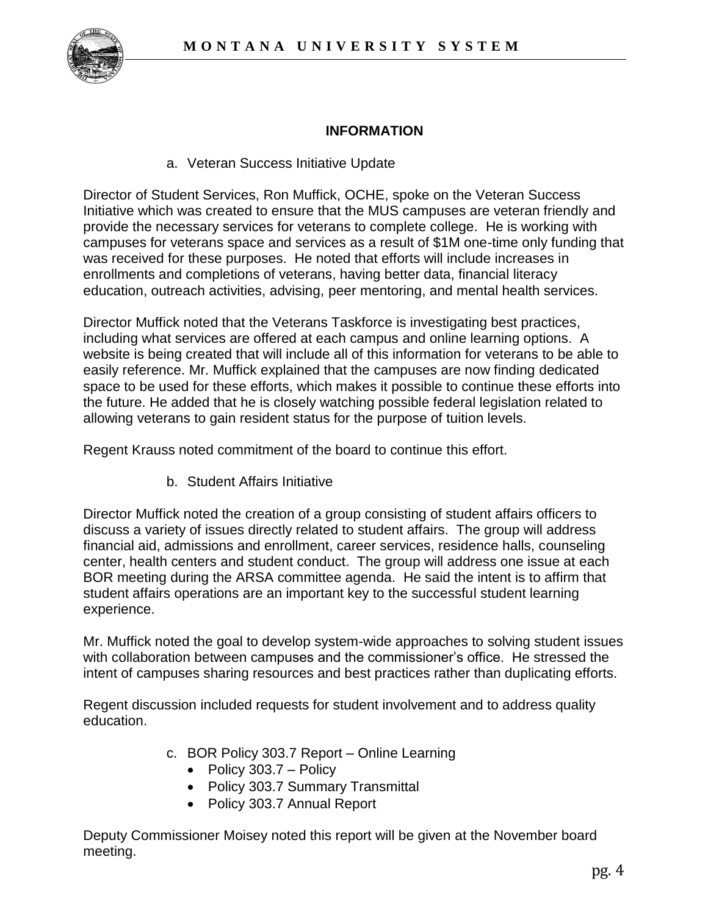## INFORMATION

a. Veteran Success Initiative Update

Director of Student Services, Ron Muffick, OCHE, spoke on the Veteran Success Initiative which was created to ensure that the MUS campuses are veteran friendly and provide the necessary services for veterans to complete college. He is working with campuses for veterans space and services as a result of $1M one-time only funding that was received for these purposes. He noted that efforts will include increases in enrollments and completions of veterans, having better data, financial literacy education, outreach activities, advising, peer mentoring, and mental health services.

Director Muffick noted that the Veterans Taskforce is investigating best practices, including what services are offered at each campus and online learning options. A website is being created that will include all of this information for veterans to be able to easily reference. Mr. Muffick explained that the campuses are now finding dedicated space to be used for these efforts, which makes it possible to continue these efforts into the future. He added that he is closely watching possible federal legislation related to allowing veterans to gain resident status for the purpose of tuition levels.

Regent Krauss noted commitment of the board to continue this effort.

b. Student Affairs Initiative

Director Muffick noted the creation of a group consisting of student affairs officers to discuss a variety of issues directly related to student affairs. The group will address financial aid, admissions and enrollment, career services, residence halls, counseling center, health centers and student conduct. The group will address one issue at each BOR meeting during the ARSA committee agenda. He said the intent is to affirm that student affairs operations are an important key to the successful student learning experience.

Mr. Muffick noted the goal to develop system-wide approaches to solving student issues with collaboration between campuses and the commissioner's office. He stressed the intent of campuses sharing resources and best practices rather than duplicating efforts.

Regent discussion included requests for student involvement and to address quality education.

c. BOR Policy 303.7 Report – Online Learning
   - Policy 303.7 – Policy
   - Policy 303.7 Summary Transmittal
   - Policy 303.7 Annual Report

Deputy Commissioner Moisey noted this report will be given at the November board meeting.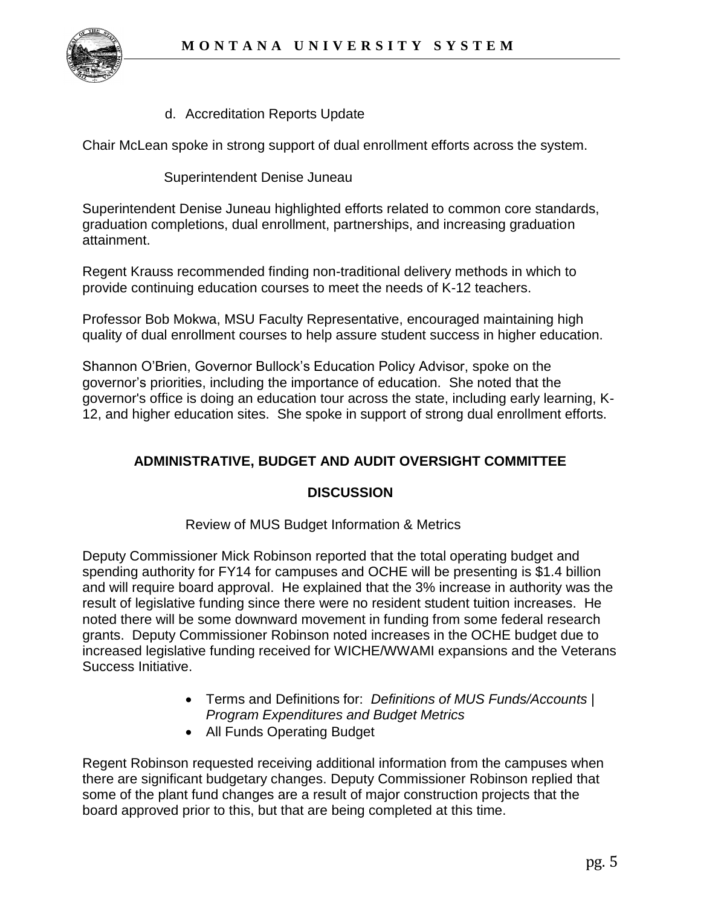d. Accreditation Reports Update

Chair McLean spoke in strong support of dual enrollment efforts across the system.

Superintendent Denise Juneau

Superintendent Denise Juneau highlighted efforts related to common core standards, graduation completions, dual enrollment, partnerships, and increasing graduation attainment.

Regent Krauss recommended finding non-traditional delivery methods in which to provide continuing education courses to meet the needs of K-12 teachers.

Professor Bob Mokwa, MSU Faculty Representative, encouraged maintaining high quality of dual enrollment courses to help assure student success in higher education.

Shannon O'Brien, Governor Bullock's Education Policy Advisor, spoke on the governor's priorities, including the importance of education. She noted that the governor's office is doing an education tour across the state, including early learning, K-12, and higher education sites. She spoke in support of strong dual enrollment efforts.

## ADMINISTRATIVE, BUDGET AND AUDIT OVERSIGHT COMMITTEE

### DISCUSSION

Review of MUS Budget Information & Metrics

Deputy Commissioner Mick Robinson reported that the total operating budget and spending authority for FY14 for campuses and OCHE will be presenting is $1.4 billion and will require board approval. He explained that the 3% increase in authority was the result of legislative funding since there were no resident student tuition increases. He noted there will be some downward movement in funding from some federal research grants. Deputy Commissioner Robinson noted increases in the OCHE budget due to increased legislative funding received for WICHE/WWAMI expansions and the Veterans Success Initiative.

- Terms and Definitions for: *Definitions of MUS Funds/Accounts | Program Expenditures and Budget Metrics*
- All Funds Operating Budget

Regent Robinson requested receiving additional information from the campuses when there are significant budgetary changes. Deputy Commissioner Robinson replied that some of the plant fund changes are a result of major construction projects that the board approved prior to this, but that are being completed at this time.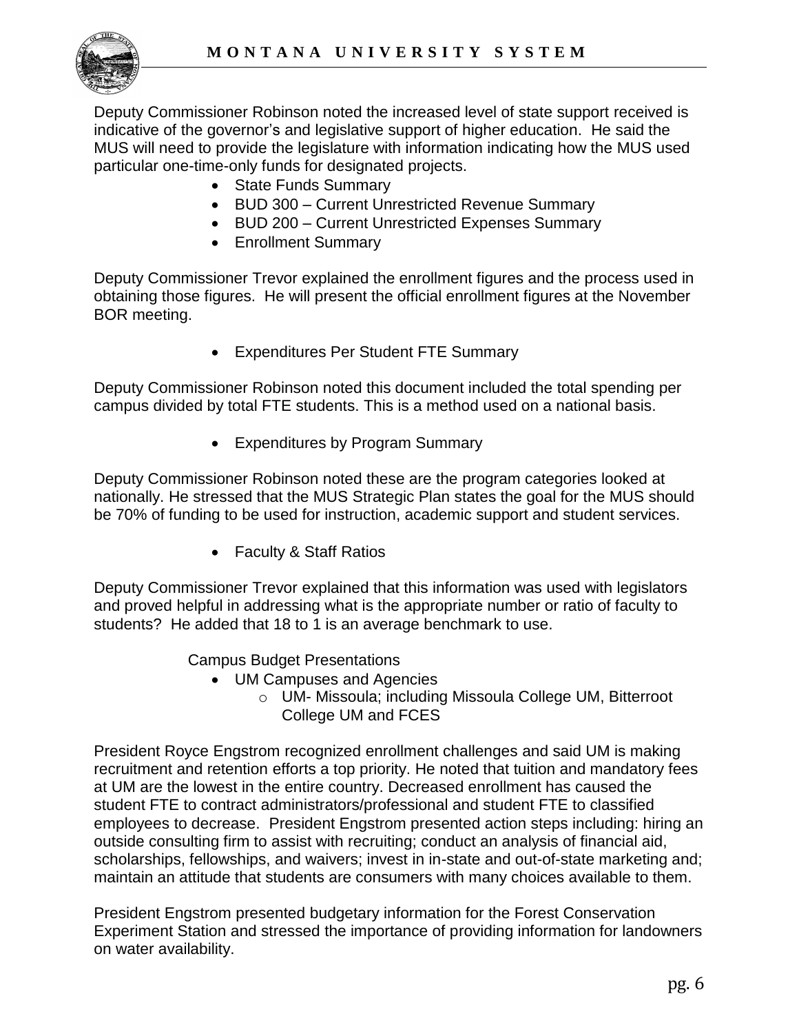Deputy Commissioner Robinson noted the increased level of state support received is indicative of the governor's and legislative support of higher education. He said the MUS will need to provide the legislature with information indicating how the MUS used particular one-time-only funds for designated projects.

- State Funds Summary
- BUD 300 – Current Unrestricted Revenue Summary
- BUD 200 – Current Unrestricted Expenses Summary
- Enrollment Summary

Deputy Commissioner Trevor explained the enrollment figures and the process used in obtaining those figures. He will present the official enrollment figures at the November BOR meeting.

- Expenditures Per Student FTE Summary

Deputy Commissioner Robinson noted this document included the total spending per campus divided by total FTE students. This is a method used on a national basis.

- Expenditures by Program Summary

Deputy Commissioner Robinson noted these are the program categories looked at nationally. He stressed that the MUS Strategic Plan states the goal for the MUS should be 70% of funding to be used for instruction, academic support and student services.

- Faculty & Staff Ratios

Deputy Commissioner Trevor explained that this information was used with legislators and proved helpful in addressing what is the appropriate number or ratio of faculty to students? He added that 18 to 1 is an average benchmark to use.

Campus Budget Presentations

- UM Campuses and Agencies
  - UM- Missoula; including Missoula College UM, Bitterroot College UM and FCES

President Royce Engstrom recognized enrollment challenges and said UM is making recruitment and retention efforts a top priority. He noted that tuition and mandatory fees at UM are the lowest in the entire country. Decreased enrollment has caused the student FTE to contract administrators/professional and student FTE to classified employees to decrease. President Engstrom presented action steps including: hiring an outside consulting firm to assist with recruiting; conduct an analysis of financial aid, scholarships, fellowships, and waivers; invest in in-state and out-of-state marketing and; maintain an attitude that students are consumers with many choices available to them.

President Engstrom presented budgetary information for the Forest Conservation Experiment Station and stressed the importance of providing information for landowners on water availability.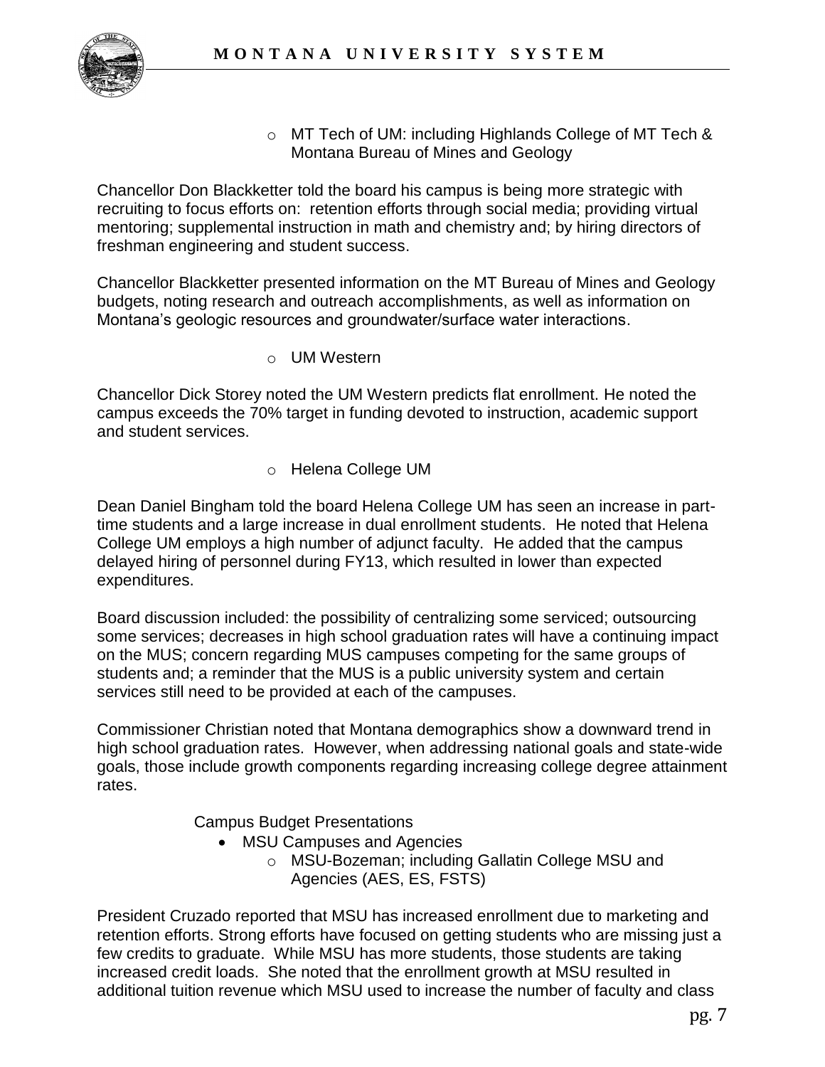- MT Tech of UM: including Highlands College of MT Tech & Montana Bureau of Mines and Geology

Chancellor Don Blackketter told the board his campus is being more strategic with recruiting to focus efforts on: retention efforts through social media; providing virtual mentoring; supplemental instruction in math and chemistry and; by hiring directors of freshman engineering and student success.

Chancellor Blackketter presented information on the MT Bureau of Mines and Geology budgets, noting research and outreach accomplishments, as well as information on Montana's geologic resources and groundwater/surface water interactions.

- UM Western

Chancellor Dick Storey noted the UM Western predicts flat enrollment. He noted the campus exceeds the 70% target in funding devoted to instruction, academic support and student services.

- Helena College UM

Dean Daniel Bingham told the board Helena College UM has seen an increase in part-time students and a large increase in dual enrollment students. He noted that Helena College UM employs a high number of adjunct faculty. He added that the campus delayed hiring of personnel during FY13, which resulted in lower than expected expenditures.

Board discussion included: the possibility of centralizing some serviced; outsourcing some services; decreases in high school graduation rates will have a continuing impact on the MUS; concern regarding MUS campuses competing for the same groups of students and; a reminder that the MUS is a public university system and certain services still need to be provided at each of the campuses.

Commissioner Christian noted that Montana demographics show a downward trend in high school graduation rates. However, when addressing national goals and state-wide goals, those include growth components regarding increasing college degree attainment rates.

Campus Budget Presentations

- MSU Campuses and Agencies
  - MSU-Bozeman; including Gallatin College MSU and Agencies (AES, ES, FSTS)

President Cruzado reported that MSU has increased enrollment due to marketing and retention efforts. Strong efforts have focused on getting students who are missing just a few credits to graduate. While MSU has more students, those students are taking increased credit loads. She noted that the enrollment growth at MSU resulted in additional tuition revenue which MSU used to increase the number of faculty and class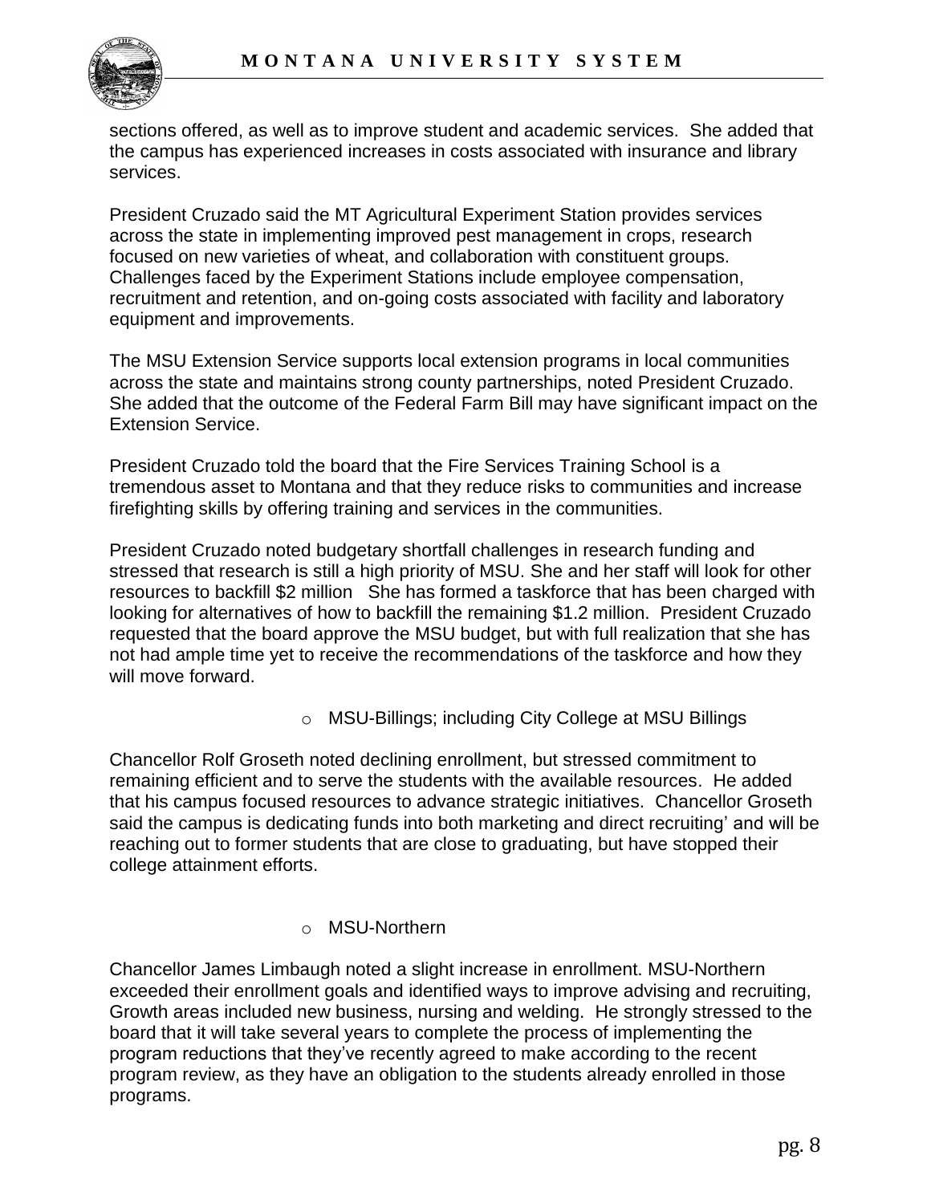sections offered, as well as to improve student and academic services. She added that the campus has experienced increases in costs associated with insurance and library services.

President Cruzado said the MT Agricultural Experiment Station provides services across the state in implementing improved pest management in crops, research focused on new varieties of wheat, and collaboration with constituent groups. Challenges faced by the Experiment Stations include employee compensation, recruitment and retention, and on-going costs associated with facility and laboratory equipment and improvements.

The MSU Extension Service supports local extension programs in local communities across the state and maintains strong county partnerships, noted President Cruzado. She added that the outcome of the Federal Farm Bill may have significant impact on the Extension Service.

President Cruzado told the board that the Fire Services Training School is a tremendous asset to Montana and that they reduce risks to communities and increase firefighting skills by offering training and services in the communities.

President Cruzado noted budgetary shortfall challenges in research funding and stressed that research is still a high priority of MSU. She and her staff will look for other resources to backfill $2 million She has formed a taskforce that has been charged with looking for alternatives of how to backfill the remaining $1.2 million. President Cruzado requested that the board approve the MSU budget, but with full realization that she has not had ample time yet to receive the recommendations of the taskforce and how they will move forward.

- MSU-Billings; including City College at MSU Billings

Chancellor Rolf Groseth noted declining enrollment, but stressed commitment to remaining efficient and to serve the students with the available resources. He added that his campus focused resources to advance strategic initiatives. Chancellor Groseth said the campus is dedicating funds into both marketing and direct recruiting' and will be reaching out to former students that are close to graduating, but have stopped their college attainment efforts.

- MSU-Northern

Chancellor James Limbaugh noted a slight increase in enrollment. MSU-Northern exceeded their enrollment goals and identified ways to improve advising and recruiting, Growth areas included new business, nursing and welding. He strongly stressed to the board that it will take several years to complete the process of implementing the program reductions that they've recently agreed to make according to the recent program review, as they have an obligation to the students already enrolled in those programs.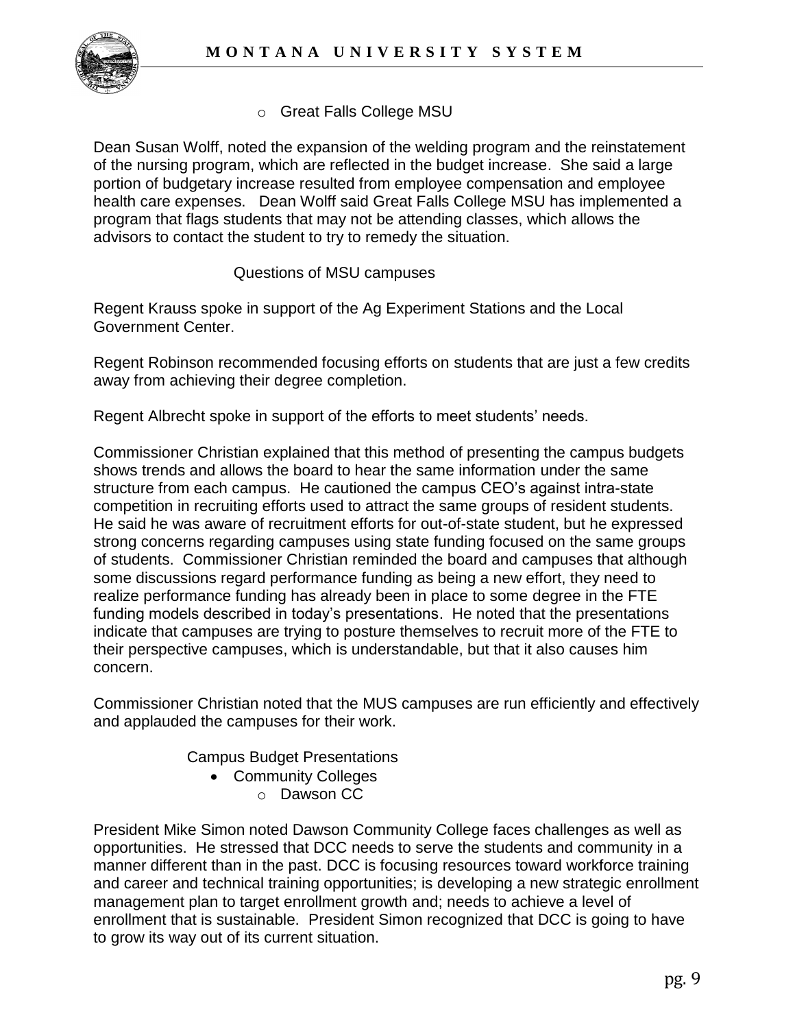- Great Falls College MSU

Dean Susan Wolff, noted the expansion of the welding program and the reinstatement of the nursing program, which are reflected in the budget increase. She said a large portion of budgetary increase resulted from employee compensation and employee health care expenses. Dean Wolff said Great Falls College MSU has implemented a program that flags students that may not be attending classes, which allows the advisors to contact the student to try to remedy the situation.

Questions of MSU campuses

Regent Krauss spoke in support of the Ag Experiment Stations and the Local Government Center.

Regent Robinson recommended focusing efforts on students that are just a few credits away from achieving their degree completion.

Regent Albrecht spoke in support of the efforts to meet students' needs.

Commissioner Christian explained that this method of presenting the campus budgets shows trends and allows the board to hear the same information under the same structure from each campus. He cautioned the campus CEO's against intra-state competition in recruiting efforts used to attract the same groups of resident students. He said he was aware of recruitment efforts for out-of-state student, but he expressed strong concerns regarding campuses using state funding focused on the same groups of students. Commissioner Christian reminded the board and campuses that although some discussions regard performance funding as being a new effort, they need to realize performance funding has already been in place to some degree in the FTE funding models described in today's presentations. He noted that the presentations indicate that campuses are trying to posture themselves to recruit more of the FTE to their perspective campuses, which is understandable, but that it also causes him concern.

Commissioner Christian noted that the MUS campuses are run efficiently and effectively and applauded the campuses for their work.

Campus Budget Presentations

- Community Colleges
  - Dawson CC

President Mike Simon noted Dawson Community College faces challenges as well as opportunities. He stressed that DCC needs to serve the students and community in a manner different than in the past. DCC is focusing resources toward workforce training and career and technical training opportunities; is developing a new strategic enrollment management plan to target enrollment growth and; needs to achieve a level of enrollment that is sustainable. President Simon recognized that DCC is going to have to grow its way out of its current situation.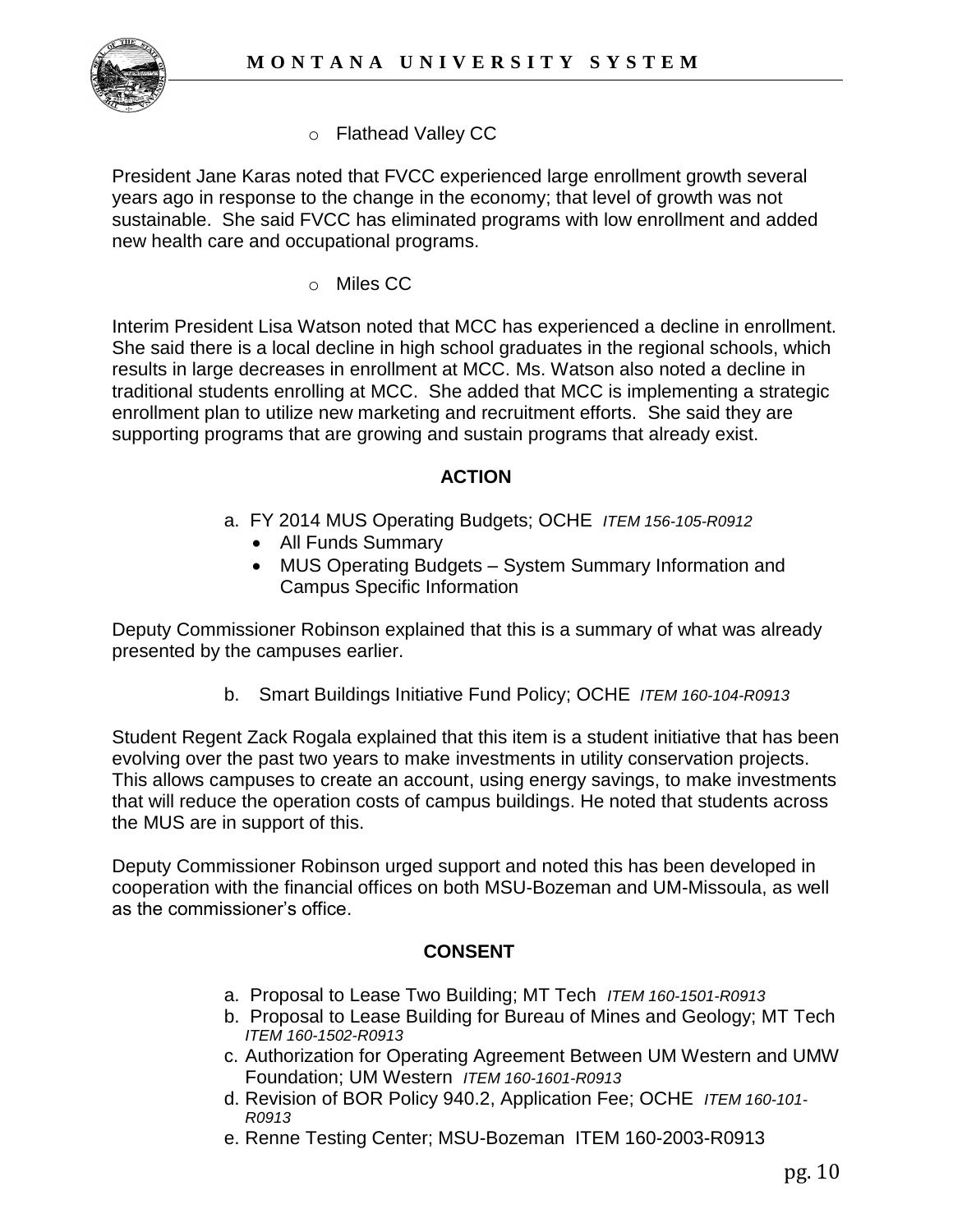- Flathead Valley CC

President Jane Karas noted that FVCC experienced large enrollment growth several years ago in response to the change in the economy; that level of growth was not sustainable. She said FVCC has eliminated programs with low enrollment and added new health care and occupational programs.

- Miles CC

Interim President Lisa Watson noted that MCC has experienced a decline in enrollment. She said there is a local decline in high school graduates in the regional schools, which results in large decreases in enrollment at MCC. Ms. Watson also noted a decline in traditional students enrolling at MCC. She added that MCC is implementing a strategic enrollment plan to utilize new marketing and recruitment efforts. She said they are supporting programs that are growing and sustain programs that already exist.

**ACTION**

a. FY 2014 MUS Operating Budgets; OCHE *ITEM 156-105-R0912*
   - All Funds Summary
   - MUS Operating Budgets – System Summary Information and Campus Specific Information

Deputy Commissioner Robinson explained that this is a summary of what was already presented by the campuses earlier.

b. Smart Buildings Initiative Fund Policy; OCHE *ITEM 160-104-R0913*

Student Regent Zack Rogala explained that this item is a student initiative that has been evolving over the past two years to make investments in utility conservation projects. This allows campuses to create an account, using energy savings, to make investments that will reduce the operation costs of campus buildings. He noted that students across the MUS are in support of this.

Deputy Commissioner Robinson urged support and noted this has been developed in cooperation with the financial offices on both MSU-Bozeman and UM-Missoula, as well as the commissioner's office.

**CONSENT**

a. Proposal to Lease Two Building; MT Tech *ITEM 160-1501-R0913*
b. Proposal to Lease Building for Bureau of Mines and Geology; MT Tech *ITEM 160-1502-R0913*
c. Authorization for Operating Agreement Between UM Western and UMW Foundation; UM Western *ITEM 160-1601-R0913*
d. Revision of BOR Policy 940.2, Application Fee; OCHE *ITEM 160-101-R0913*
e. Renne Testing Center; MSU-Bozeman ITEM 160-2003-R0913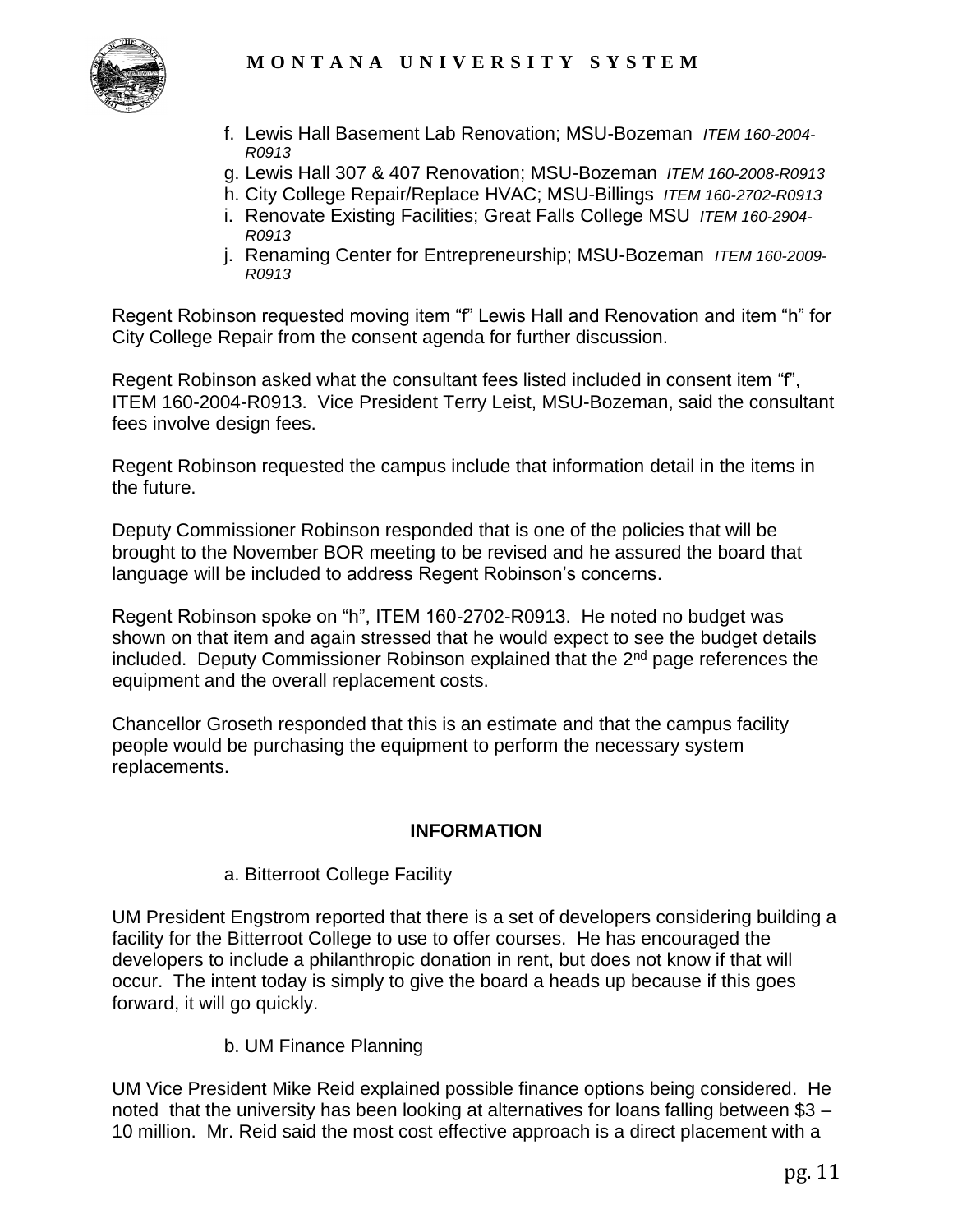f. Lewis Hall Basement Lab Renovation; MSU-Bozeman *ITEM 160-2004-R0913*
g. Lewis Hall 307 & 407 Renovation; MSU-Bozeman *ITEM 160-2008-R0913*
h. City College Repair/Replace HVAC; MSU-Billings *ITEM 160-2702-R0913*
i. Renovate Existing Facilities; Great Falls College MSU *ITEM 160-2904-R0913*
j. Renaming Center for Entrepreneurship; MSU-Bozeman *ITEM 160-2009-R0913*

Regent Robinson requested moving item "f" Lewis Hall and Renovation and item "h" for City College Repair from the consent agenda for further discussion.

Regent Robinson asked what the consultant fees listed included in consent item "f", ITEM 160-2004-R0913. Vice President Terry Leist, MSU-Bozeman, said the consultant fees involve design fees.

Regent Robinson requested the campus include that information detail in the items in the future.

Deputy Commissioner Robinson responded that is one of the policies that will be brought to the November BOR meeting to be revised and he assured the board that language will be included to address Regent Robinson's concerns.

Regent Robinson spoke on "h", ITEM 160-2702-R0913. He noted no budget was shown on that item and again stressed that he would expect to see the budget details included. Deputy Commissioner Robinson explained that the 2nd page references the equipment and the overall replacement costs.

Chancellor Groseth responded that this is an estimate and that the campus facility people would be purchasing the equipment to perform the necessary system replacements.

**INFORMATION**

a. Bitterroot College Facility

UM President Engstrom reported that there is a set of developers considering building a facility for the Bitterroot College to use to offer courses. He has encouraged the developers to include a philanthropic donation in rent, but does not know if that will occur. The intent today is simply to give the board a heads up because if this goes forward, it will go quickly.

b. UM Finance Planning

UM Vice President Mike Reid explained possible finance options being considered. He noted that the university has been looking at alternatives for loans falling between $3 – 10 million. Mr. Reid said the most cost effective approach is a direct placement with a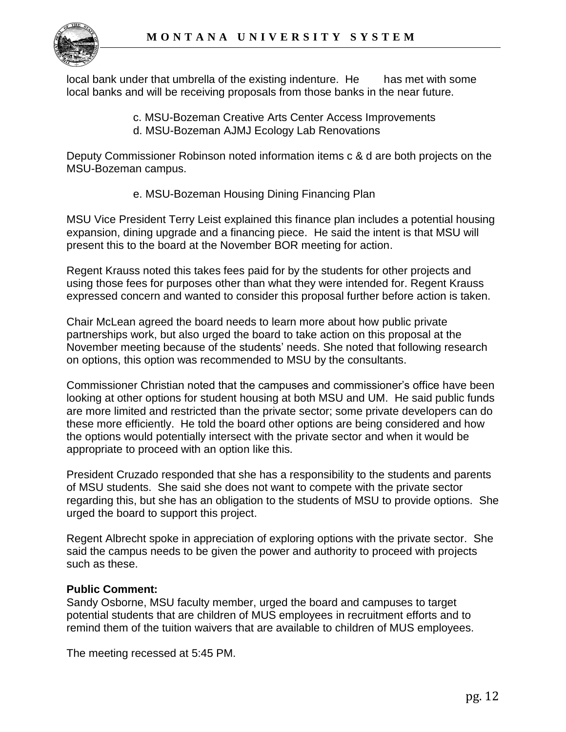local bank under that umbrella of the existing indenture. He has met with some local banks and will be receiving proposals from those banks in the near future.

c. MSU-Bozeman Creative Arts Center Access Improvements
d. MSU-Bozeman AJMJ Ecology Lab Renovations

Deputy Commissioner Robinson noted information items c & d are both projects on the MSU-Bozeman campus.

e. MSU-Bozeman Housing Dining Financing Plan

MSU Vice President Terry Leist explained this finance plan includes a potential housing expansion, dining upgrade and a financing piece. He said the intent is that MSU will present this to the board at the November BOR meeting for action.

Regent Krauss noted this takes fees paid for by the students for other projects and using those fees for purposes other than what they were intended for. Regent Krauss expressed concern and wanted to consider this proposal further before action is taken.

Chair McLean agreed the board needs to learn more about how public private partnerships work, but also urged the board to take action on this proposal at the November meeting because of the students' needs. She noted that following research on options, this option was recommended to MSU by the consultants.

Commissioner Christian noted that the campuses and commissioner's office have been looking at other options for student housing at both MSU and UM. He said public funds are more limited and restricted than the private sector; some private developers can do these more efficiently. He told the board other options are being considered and how the options would potentially intersect with the private sector and when it would be appropriate to proceed with an option like this.

President Cruzado responded that she has a responsibility to the students and parents of MSU students. She said she does not want to compete with the private sector regarding this, but she has an obligation to the students of MSU to provide options. She urged the board to support this project.

Regent Albrecht spoke in appreciation of exploring options with the private sector. She said the campus needs to be given the power and authority to proceed with projects such as these.

**Public Comment:**
Sandy Osborne, MSU faculty member, urged the board and campuses to target potential students that are children of MUS employees in recruitment efforts and to remind them of the tuition waivers that are available to children of MUS employees.

The meeting recessed at 5:45 PM.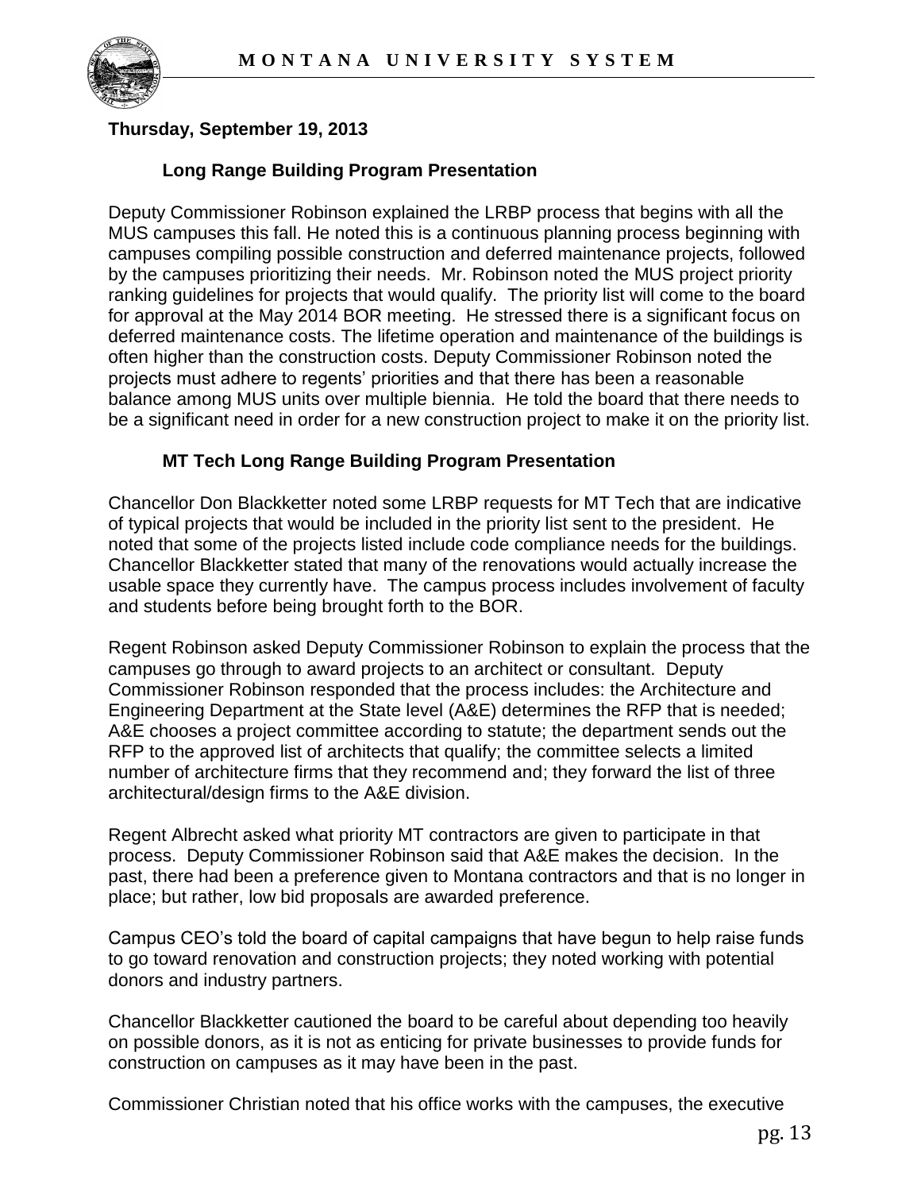**Thursday, September 19, 2013**

**Long Range Building Program Presentation**

Deputy Commissioner Robinson explained the LRBP process that begins with all the MUS campuses this fall. He noted this is a continuous planning process beginning with campuses compiling possible construction and deferred maintenance projects, followed by the campuses prioritizing their needs. Mr. Robinson noted the MUS project priority ranking guidelines for projects that would qualify. The priority list will come to the board for approval at the May 2014 BOR meeting. He stressed there is a significant focus on deferred maintenance costs. The lifetime operation and maintenance of the buildings is often higher than the construction costs. Deputy Commissioner Robinson noted the projects must adhere to regents' priorities and that there has been a reasonable balance among MUS units over multiple biennia. He told the board that there needs to be a significant need in order for a new construction project to make it on the priority list.

**MT Tech Long Range Building Program Presentation**

Chancellor Don Blackketter noted some LRBP requests for MT Tech that are indicative of typical projects that would be included in the priority list sent to the president. He noted that some of the projects listed include code compliance needs for the buildings. Chancellor Blackketter stated that many of the renovations would actually increase the usable space they currently have. The campus process includes involvement of faculty and students before being brought forth to the BOR.

Regent Robinson asked Deputy Commissioner Robinson to explain the process that the campuses go through to award projects to an architect or consultant. Deputy Commissioner Robinson responded that the process includes: the Architecture and Engineering Department at the State level (A&E) determines the RFP that is needed; A&E chooses a project committee according to statute; the department sends out the RFP to the approved list of architects that qualify; the committee selects a limited number of architecture firms that they recommend and; they forward the list of three architectural/design firms to the A&E division.

Regent Albrecht asked what priority MT contractors are given to participate in that process. Deputy Commissioner Robinson said that A&E makes the decision. In the past, there had been a preference given to Montana contractors and that is no longer in place; but rather, low bid proposals are awarded preference.

Campus CEO's told the board of capital campaigns that have begun to help raise funds to go toward renovation and construction projects; they noted working with potential donors and industry partners.

Chancellor Blackketter cautioned the board to be careful about depending too heavily on possible donors, as it is not as enticing for private businesses to provide funds for construction on campuses as it may have been in the past.

Commissioner Christian noted that his office works with the campuses, the executive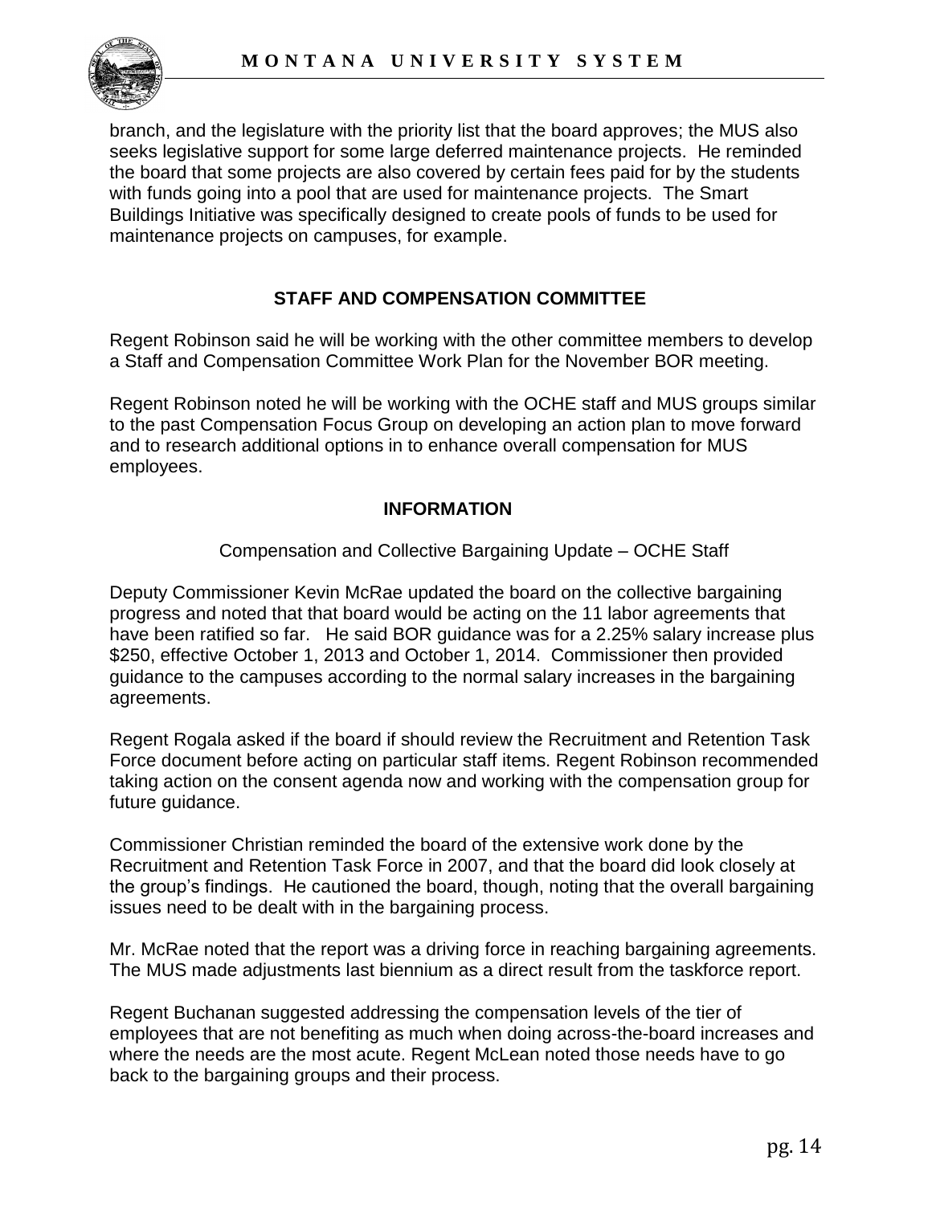branch, and the legislature with the priority list that the board approves; the MUS also seeks legislative support for some large deferred maintenance projects. He reminded the board that some projects are also covered by certain fees paid for by the students with funds going into a pool that are used for maintenance projects. The Smart Buildings Initiative was specifically designed to create pools of funds to be used for maintenance projects on campuses, for example.

## STAFF AND COMPENSATION COMMITTEE

Regent Robinson said he will be working with the other committee members to develop a Staff and Compensation Committee Work Plan for the November BOR meeting.

Regent Robinson noted he will be working with the OCHE staff and MUS groups similar to the past Compensation Focus Group on developing an action plan to move forward and to research additional options in to enhance overall compensation for MUS employees.

### INFORMATION

Compensation and Collective Bargaining Update – OCHE Staff

Deputy Commissioner Kevin McRae updated the board on the collective bargaining progress and noted that that board would be acting on the 11 labor agreements that have been ratified so far. He said BOR guidance was for a 2.25% salary increase plus $250, effective October 1, 2013 and October 1, 2014. Commissioner then provided guidance to the campuses according to the normal salary increases in the bargaining agreements.

Regent Rogala asked if the board if should review the Recruitment and Retention Task Force document before acting on particular staff items. Regent Robinson recommended taking action on the consent agenda now and working with the compensation group for future guidance.

Commissioner Christian reminded the board of the extensive work done by the Recruitment and Retention Task Force in 2007, and that the board did look closely at the group's findings. He cautioned the board, though, noting that the overall bargaining issues need to be dealt with in the bargaining process.

Mr. McRae noted that the report was a driving force in reaching bargaining agreements. The MUS made adjustments last biennium as a direct result from the taskforce report.

Regent Buchanan suggested addressing the compensation levels of the tier of employees that are not benefiting as much when doing across-the-board increases and where the needs are the most acute. Regent McLean noted those needs have to go back to the bargaining groups and their process.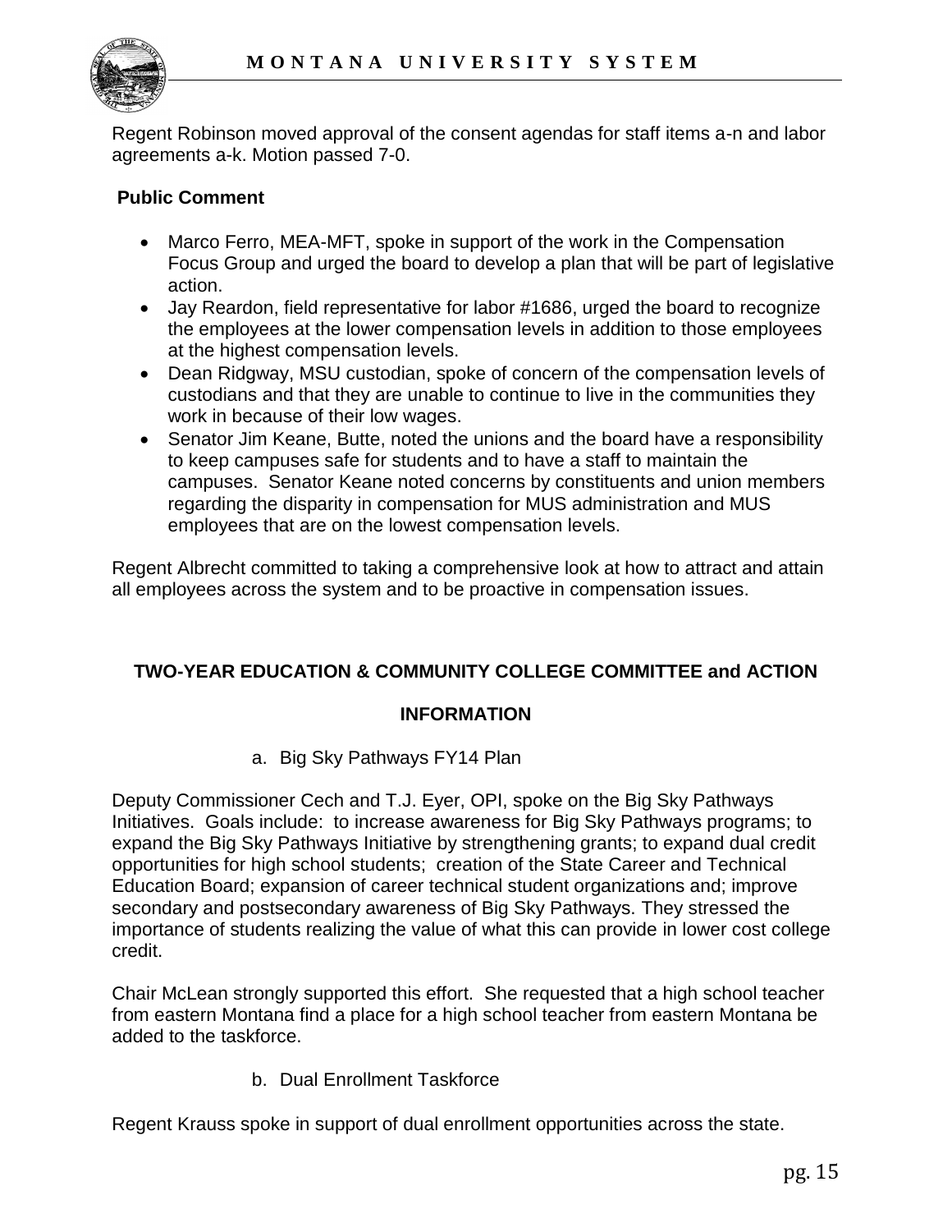Regent Robinson moved approval of the consent agendas for staff items a-n and labor agreements a-k. Motion passed 7-0.

**Public Comment**

- Marco Ferro, MEA-MFT, spoke in support of the work in the Compensation Focus Group and urged the board to develop a plan that will be part of legislative action.
- Jay Reardon, field representative for labor #1686, urged the board to recognize the employees at the lower compensation levels in addition to those employees at the highest compensation levels.
- Dean Ridgway, MSU custodian, spoke of concern of the compensation levels of custodians and that they are unable to continue to live in the communities they work in because of their low wages.
- Senator Jim Keane, Butte, noted the unions and the board have a responsibility to keep campuses safe for students and to have a staff to maintain the campuses. Senator Keane noted concerns by constituents and union members regarding the disparity in compensation for MUS administration and MUS employees that are on the lowest compensation levels.

Regent Albrecht committed to taking a comprehensive look at how to attract and attain all employees across the system and to be proactive in compensation issues.

**TWO-YEAR EDUCATION & COMMUNITY COLLEGE COMMITTEE and ACTION**

**INFORMATION**

a. Big Sky Pathways FY14 Plan

Deputy Commissioner Cech and T.J. Eyer, OPI, spoke on the Big Sky Pathways Initiatives. Goals include: to increase awareness for Big Sky Pathways programs; to expand the Big Sky Pathways Initiative by strengthening grants; to expand dual credit opportunities for high school students; creation of the State Career and Technical Education Board; expansion of career technical student organizations and; improve secondary and postsecondary awareness of Big Sky Pathways. They stressed the importance of students realizing the value of what this can provide in lower cost college credit.

Chair McLean strongly supported this effort. She requested that a high school teacher from eastern Montana find a place for a high school teacher from eastern Montana be added to the taskforce.

b. Dual Enrollment Taskforce

Regent Krauss spoke in support of dual enrollment opportunities across the state.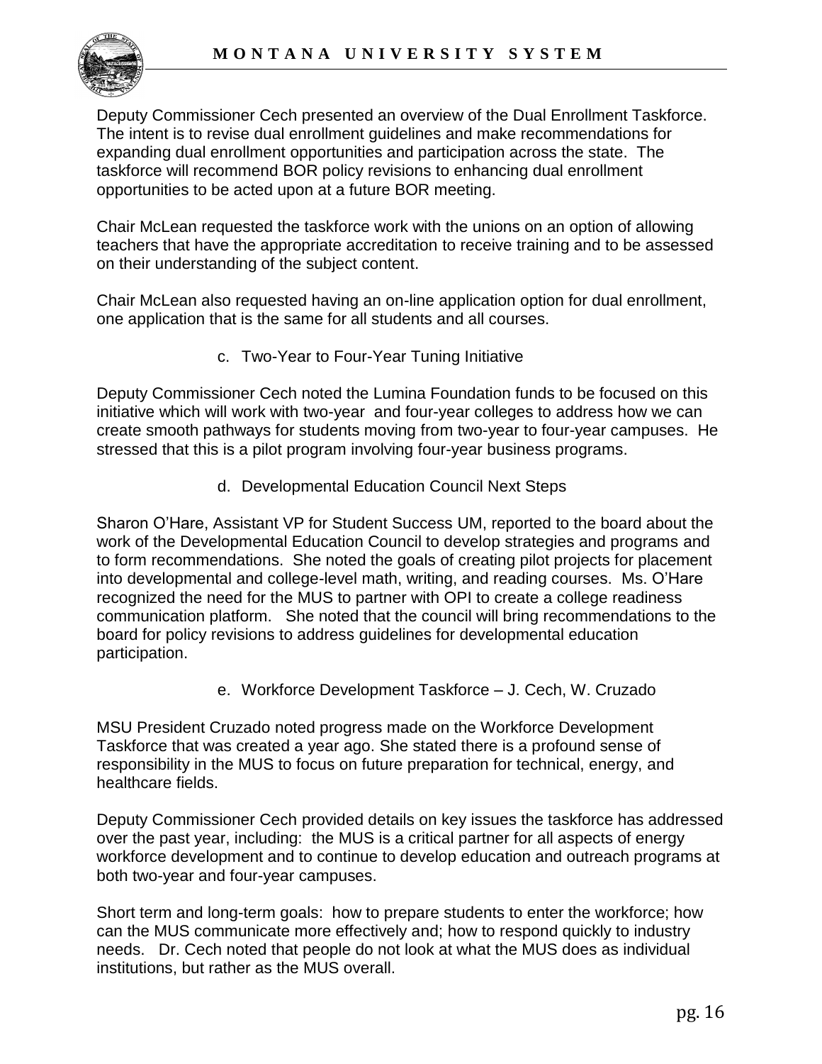Deputy Commissioner Cech presented an overview of the Dual Enrollment Taskforce. The intent is to revise dual enrollment guidelines and make recommendations for expanding dual enrollment opportunities and participation across the state. The taskforce will recommend BOR policy revisions to enhancing dual enrollment opportunities to be acted upon at a future BOR meeting.

Chair McLean requested the taskforce work with the unions on an option of allowing teachers that have the appropriate accreditation to receive training and to be assessed on their understanding of the subject content.

Chair McLean also requested having an on-line application option for dual enrollment, one application that is the same for all students and all courses.

c. Two-Year to Four-Year Tuning Initiative

Deputy Commissioner Cech noted the Lumina Foundation funds to be focused on this initiative which will work with two-year and four-year colleges to address how we can create smooth pathways for students moving from two-year to four-year campuses. He stressed that this is a pilot program involving four-year business programs.

d. Developmental Education Council Next Steps

Sharon O'Hare, Assistant VP for Student Success UM, reported to the board about the work of the Developmental Education Council to develop strategies and programs and to form recommendations. She noted the goals of creating pilot projects for placement into developmental and college-level math, writing, and reading courses. Ms. O'Hare recognized the need for the MUS to partner with OPI to create a college readiness communication platform. She noted that the council will bring recommendations to the board for policy revisions to address guidelines for developmental education participation.

e. Workforce Development Taskforce – J. Cech, W. Cruzado

MSU President Cruzado noted progress made on the Workforce Development Taskforce that was created a year ago. She stated there is a profound sense of responsibility in the MUS to focus on future preparation for technical, energy, and healthcare fields.

Deputy Commissioner Cech provided details on key issues the taskforce has addressed over the past year, including: the MUS is a critical partner for all aspects of energy workforce development and to continue to develop education and outreach programs at both two-year and four-year campuses.

Short term and long-term goals: how to prepare students to enter the workforce; how can the MUS communicate more effectively and; how to respond quickly to industry needs. Dr. Cech noted that people do not look at what the MUS does as individual institutions, but rather as the MUS overall.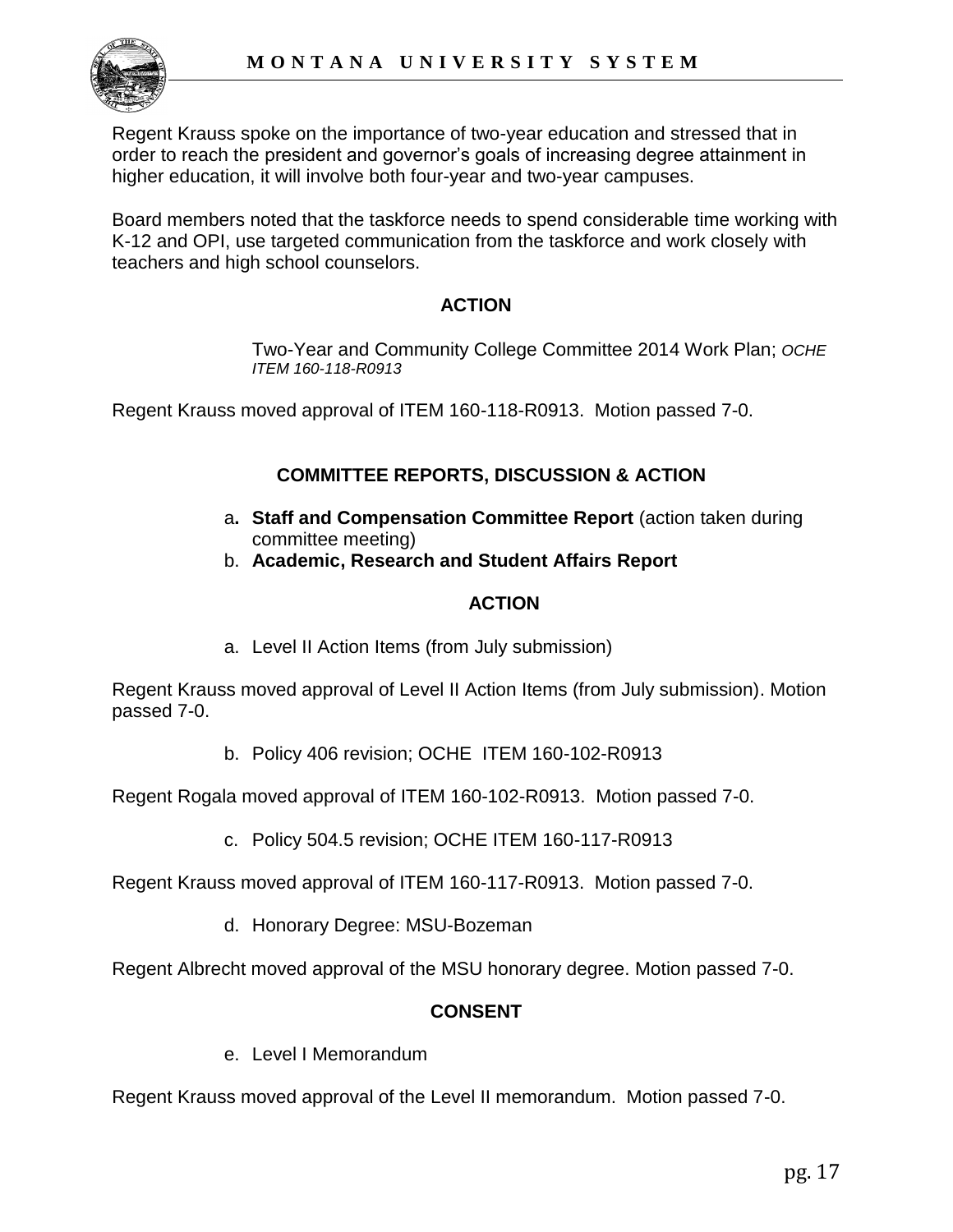Regent Krauss spoke on the importance of two-year education and stressed that in order to reach the president and governor's goals of increasing degree attainment in higher education, it will involve both four-year and two-year campuses.

Board members noted that the taskforce needs to spend considerable time working with K-12 and OPI, use targeted communication from the taskforce and work closely with teachers and high school counselors.

**ACTION**

Two-Year and Community College Committee 2014 Work Plan; *OCHE ITEM 160-118-R0913*

Regent Krauss moved approval of ITEM 160-118-R0913. Motion passed 7-0.

**COMMITTEE REPORTS, DISCUSSION & ACTION**

a. **Staff and Compensation Committee Report** (action taken during committee meeting)
b. **Academic, Research and Student Affairs Report**

**ACTION**

a. Level II Action Items (from July submission)

Regent Krauss moved approval of Level II Action Items (from July submission). Motion passed 7-0.

b. Policy 406 revision; OCHE ITEM 160-102-R0913

Regent Rogala moved approval of ITEM 160-102-R0913. Motion passed 7-0.

c. Policy 504.5 revision; OCHE ITEM 160-117-R0913

Regent Krauss moved approval of ITEM 160-117-R0913. Motion passed 7-0.

d. Honorary Degree: MSU-Bozeman

Regent Albrecht moved approval of the MSU honorary degree. Motion passed 7-0.

**CONSENT**

e. Level I Memorandum

Regent Krauss moved approval of the Level II memorandum. Motion passed 7-0.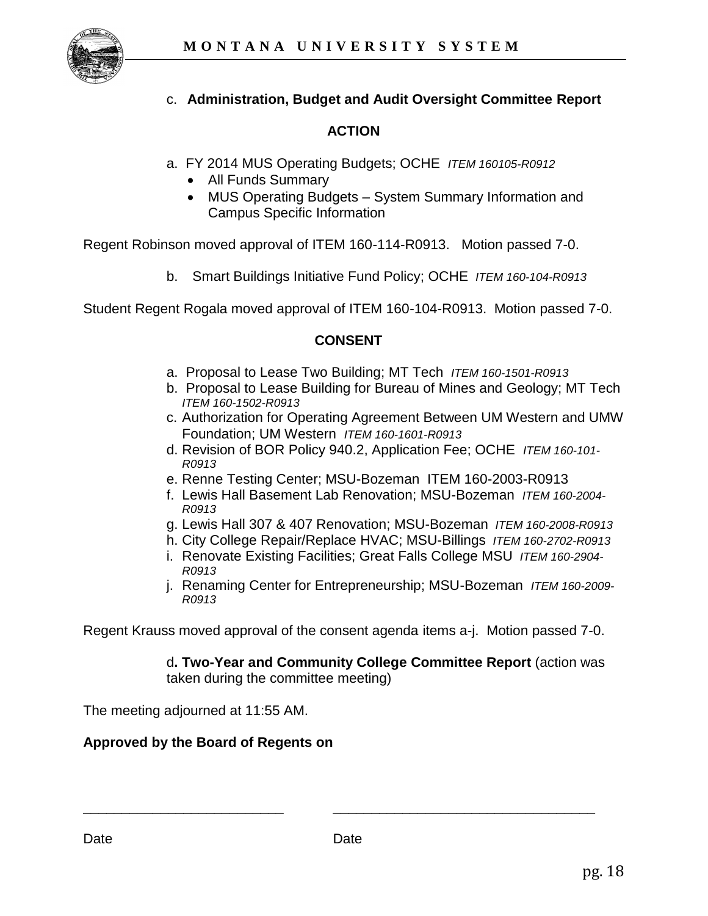c. **Administration, Budget and Audit Oversight Committee Report**

**ACTION**

a. FY 2014 MUS Operating Budgets; OCHE *ITEM 160105-R0912*
- All Funds Summary
- MUS Operating Budgets – System Summary Information and Campus Specific Information

Regent Robinson moved approval of ITEM 160-114-R0913. Motion passed 7-0.

b. Smart Buildings Initiative Fund Policy; OCHE *ITEM 160-104-R0913*

Student Regent Rogala moved approval of ITEM 160-104-R0913. Motion passed 7-0.

**CONSENT**

a. Proposal to Lease Two Building; MT Tech *ITEM 160-1501-R0913*
b. Proposal to Lease Building for Bureau of Mines and Geology; MT Tech *ITEM 160-1502-R0913*
c. Authorization for Operating Agreement Between UM Western and UMW Foundation; UM Western *ITEM 160-1601-R0913*
d. Revision of BOR Policy 940.2, Application Fee; OCHE *ITEM 160-101-R0913*
e. Renne Testing Center; MSU-Bozeman ITEM 160-2003-R0913
f. Lewis Hall Basement Lab Renovation; MSU-Bozeman *ITEM 160-2004-R0913*
g. Lewis Hall 307 & 407 Renovation; MSU-Bozeman *ITEM 160-2008-R0913*
h. City College Repair/Replace HVAC; MSU-Billings *ITEM 160-2702-R0913*
i. Renovate Existing Facilities; Great Falls College MSU *ITEM 160-2904-R0913*
j. Renaming Center for Entrepreneurship; MSU-Bozeman *ITEM 160-2009-R0913*

Regent Krauss moved approval of the consent agenda items a-j. Motion passed 7-0.

d**. Two-Year and Community College Committee Report** (action was taken during the committee meeting)

The meeting adjourned at 11:55 AM.

**Approved by the Board of Regents on**

_________________________ _________________________________

Date Date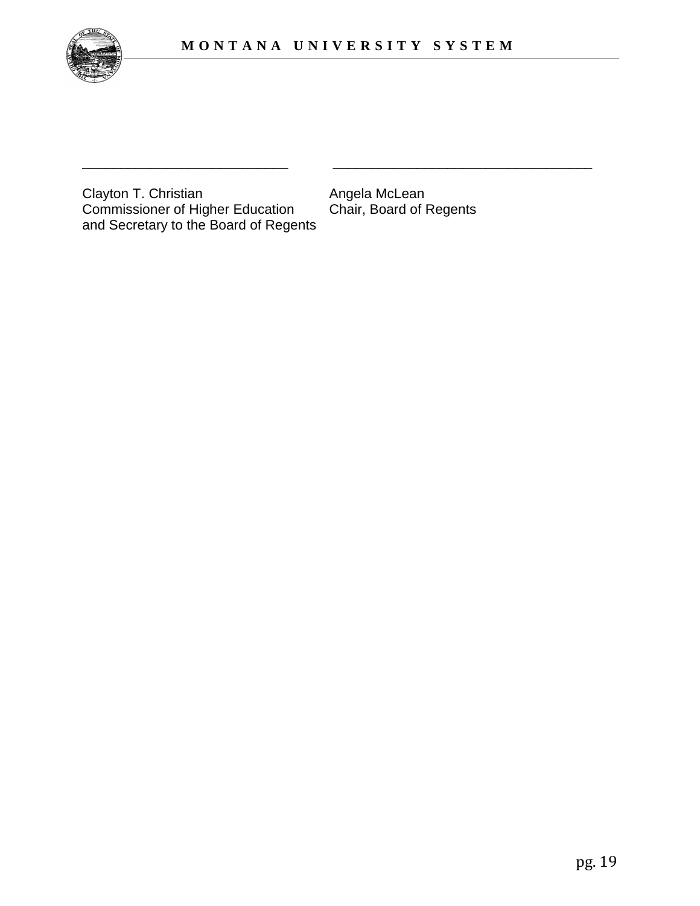\_\_\_\_\_\_\_\_\_\_\_\_\_\_\_\_\_\_\_\_\_\_\_\_\_\_\_\_ \_\_\_\_\_\_\_\_\_\_\_\_\_\_\_\_\_\_\_\_\_\_\_\_\_\_\_\_\_\_\_\_\_\_\_

| | |
|---|---|
| Clayton T. Christian<br>Commissioner of Higher Education<br>and Secretary to the Board of Regents | Angela McLean<br>Chair, Board of Regents |